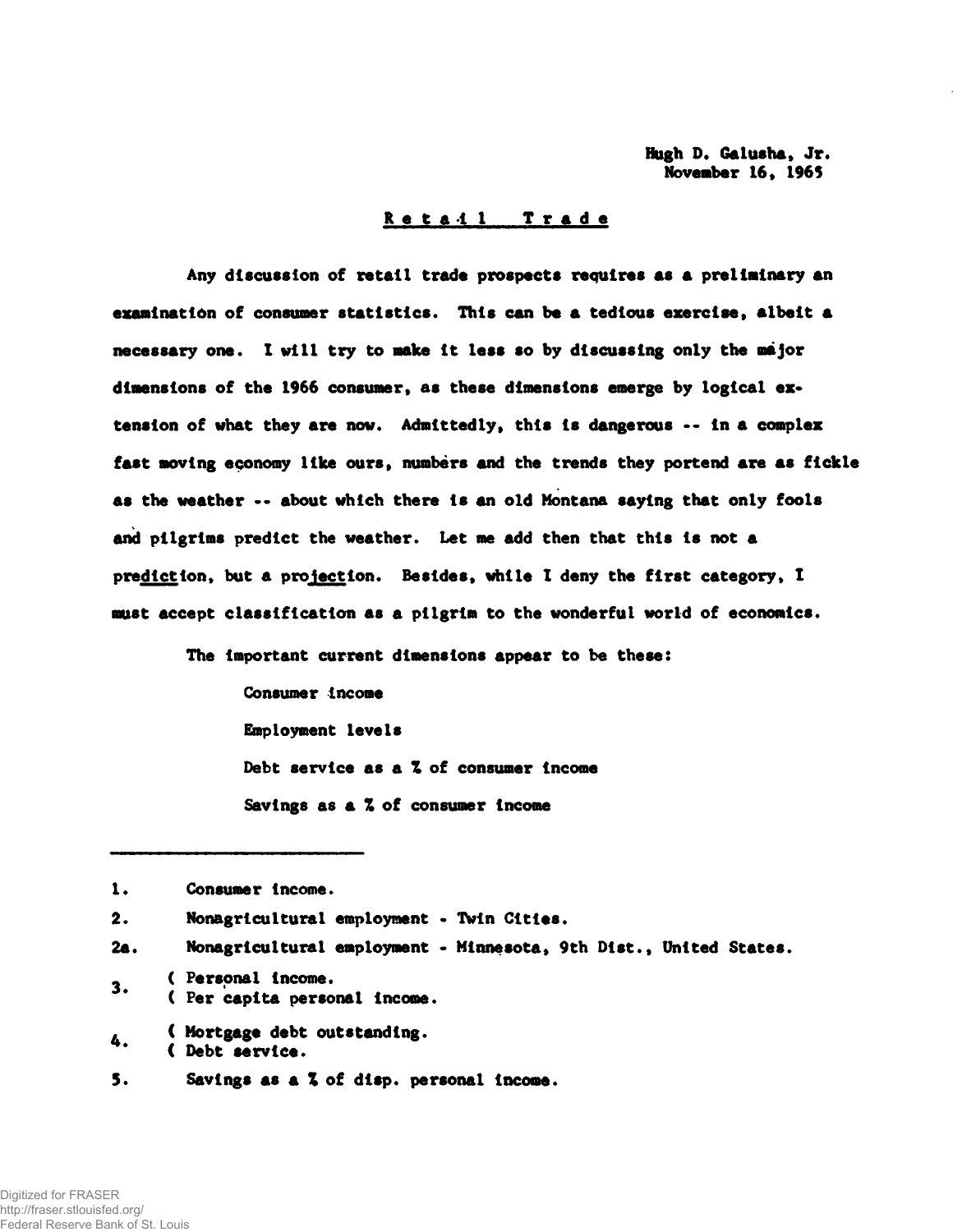Hugh D. Galusha, Jr.
November 16, 1965

# Retail Trade

Any discussion of retail trade prospects requires as a preliminary an examination of consumer statistics. This can be a tedious exercise, albeit a necessary one. I will try to make it less so by discussing only the major dimensions of the 1966 consumer, as these dimensions emerge by logical extension of what they are now. Admittedly, this is dangerous -- in a complex fast moving economy like ours, numbers and the trends they portend are as fickle as the weather -- about which there is an old Montana saying that only fools and pilgrims predict the weather. Let me add then that this is not a prediction, but a projection. Besides, while I deny the first category, I must accept classification as a pilgrim to the wonderful world of economics.

The important current dimensions appear to be these:

Consumer income

Employment levels

Debt service as a % of consumer income

Savings as a % of consumer income

---

1. Consumer income.
2. Nonagricultural employment - Twin Cities.

2a. Nonagricultural employment - Minnesota, 9th Dist., United States.

3. ( Personal income.
   ( Per capita personal income.
4. ( Mortgage debt outstanding.
   ( Debt service.
5. Savings as a % of disp. personal income.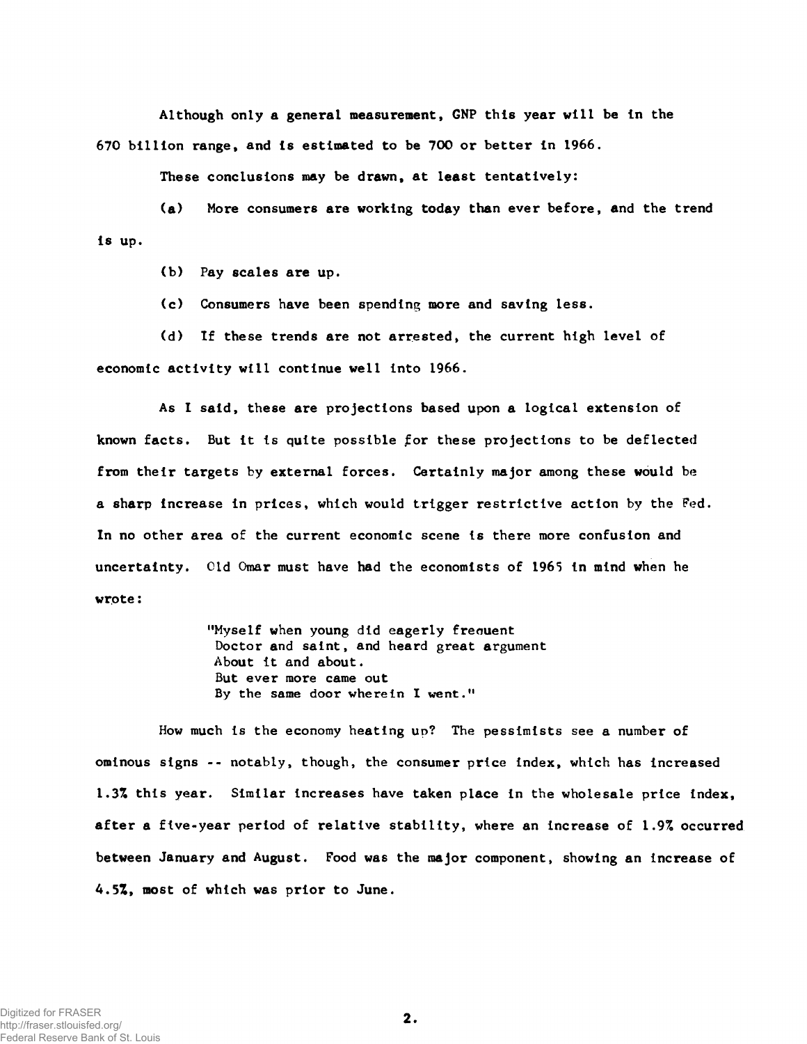Although only a general measurement, GNP this year will be in the 670 billion range, and is estimated to be 700 or better in 1966.

These conclusions may be drawn, at least tentatively:

(a) More consumers are working today than ever before, and the trend is up.

(b) Pay scales are up.

(c) Consumers have been spending more and saving less.

(d) If these trends are not arrested, the current high level of economic activity will continue well into 1966.

As I said, these are projections based upon a logical extension of known facts. But it is quite possible for these projections to be deflected from their targets by external forces. Certainly major among these would be a sharp increase in prices, which would trigger restrictive action by the Fed. In no other area of the current economic scene is there more confusion and uncertainty. Old Omar must have had the economists of 1965 in mind when he wrote:

> "Myself when young did eagerly frequent
> Doctor and saint, and heard great argument
> About it and about.
> But ever more came out
> By the same door wherein I went."

How much is the economy heating up? The pessimists see a number of ominous signs -- notably, though, the consumer price index, which has increased 1.3% this year. Similar increases have taken place in the wholesale price index, after a five-year period of relative stability, where an increase of 1.9% occurred between January and August. Food was the major component, showing an increase of 4.5%, most of which was prior to June.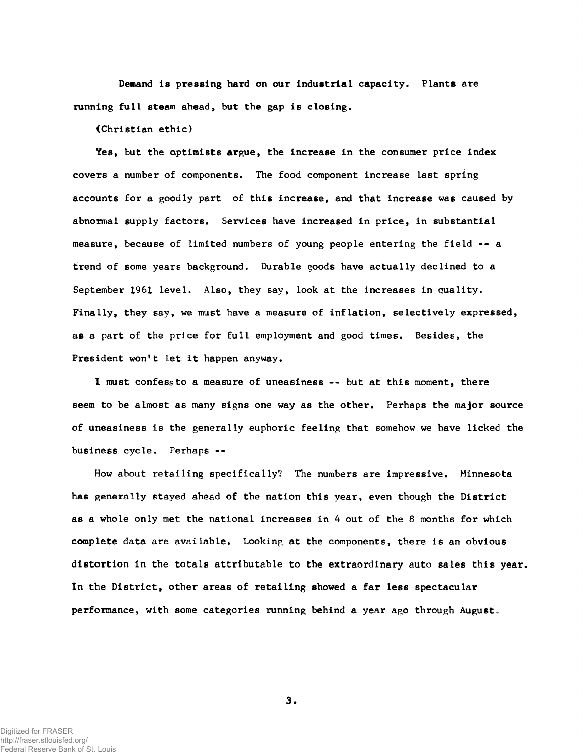Demand is pressing hard on our industrial capacity. Plants are running full steam ahead, but the gap is closing.

(Christian ethic)

Yes, but the optimists argue, the increase in the consumer price index covers a number of components. The food component increase last spring accounts for a goodly part of this increase, and that increase was caused by abnormal supply factors. Services have increased in price, in substantial measure, because of limited numbers of young people entering the field -- a trend of some years background. Durable goods have actually declined to a September 1961 level. Also, they say, look at the increases in quality. Finally, they say, we must have a measure of inflation, selectively expressed, as a part of the price for full employment and good times. Besides, the President won't let it happen anyway.

I must confessto a measure of uneasiness -- but at this moment, there seem to be almost as many signs one way as the other. Perhaps the major source of uneasiness is the generally euphoric feeling that somehow we have licked the business cycle. Perhaps --

How about retailing specifically? The numbers are impressive. Minnesota has generally stayed ahead of the nation this year, even though the District as a whole only met the national increases in 4 out of the 8 months for which complete data are available. Looking at the components, there is an obvious distortion in the totals attributable to the extraordinary auto sales this year. In the District, other areas of retailing showed a far less spectacular performance, with some categories running behind a year ago through August.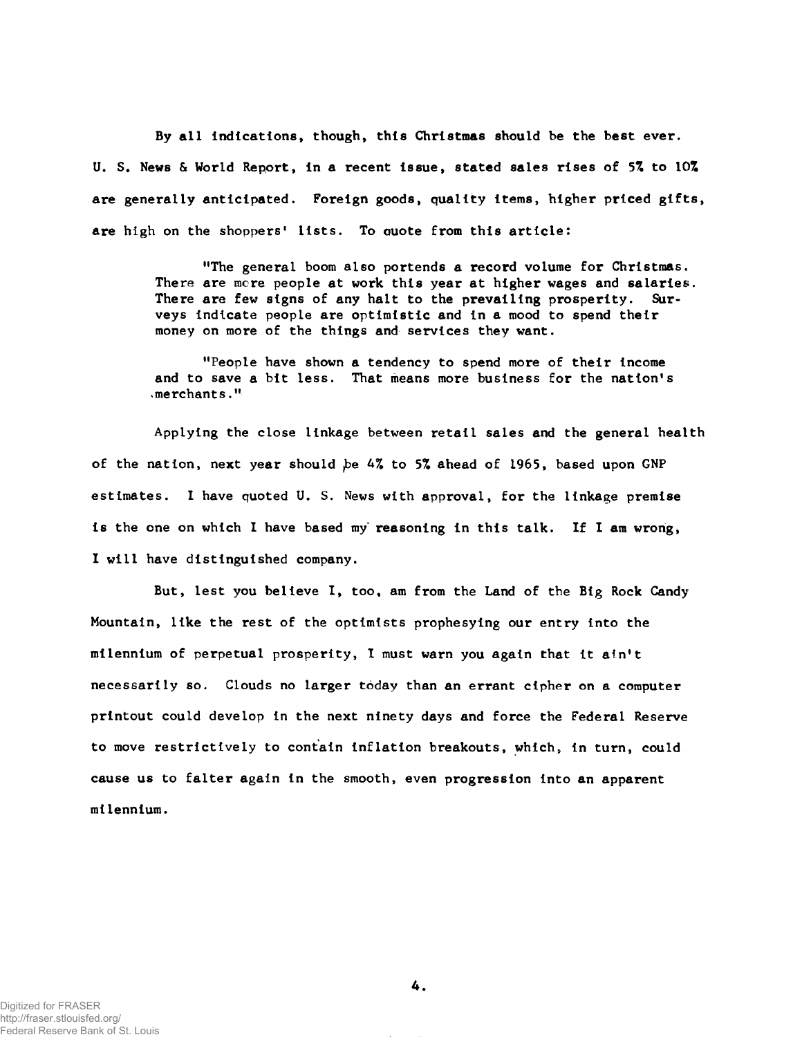By all indications, though, this Christmas should be the best ever. U. S. News & World Report, in a recent issue, stated sales rises of 5% to 10% are generally anticipated. Foreign goods, quality items, higher priced gifts, are high on the shoppers' lists. To quote from this article:

> "The general boom also portends a record volume for Christmas. There are more people at work this year at higher wages and salaries. There are few signs of any halt to the prevailing prosperity. Surveys indicate people are optimistic and in a mood to spend their money on more of the things and services they want.
>
> "People have shown a tendency to spend more of their income and to save a bit less. That means more business for the nation's merchants."

Applying the close linkage between retail sales and the general health of the nation, next year should be 4% to 5% ahead of 1965, based upon GNP estimates. I have quoted U. S. News with approval, for the linkage premise is the one on which I have based my reasoning in this talk. If I am wrong, I will have distinguished company.

But, lest you believe I, too, am from the Land of the Big Rock Candy Mountain, like the rest of the optimists prophesying our entry into the milennium of perpetual prosperity, I must warn you again that it ain't necessarily so. Clouds no larger today than an errant cipher on a computer printout could develop in the next ninety days and force the Federal Reserve to move restrictively to contain inflation breakouts, which, in turn, could cause us to falter again in the smooth, even progression into an apparent milennium.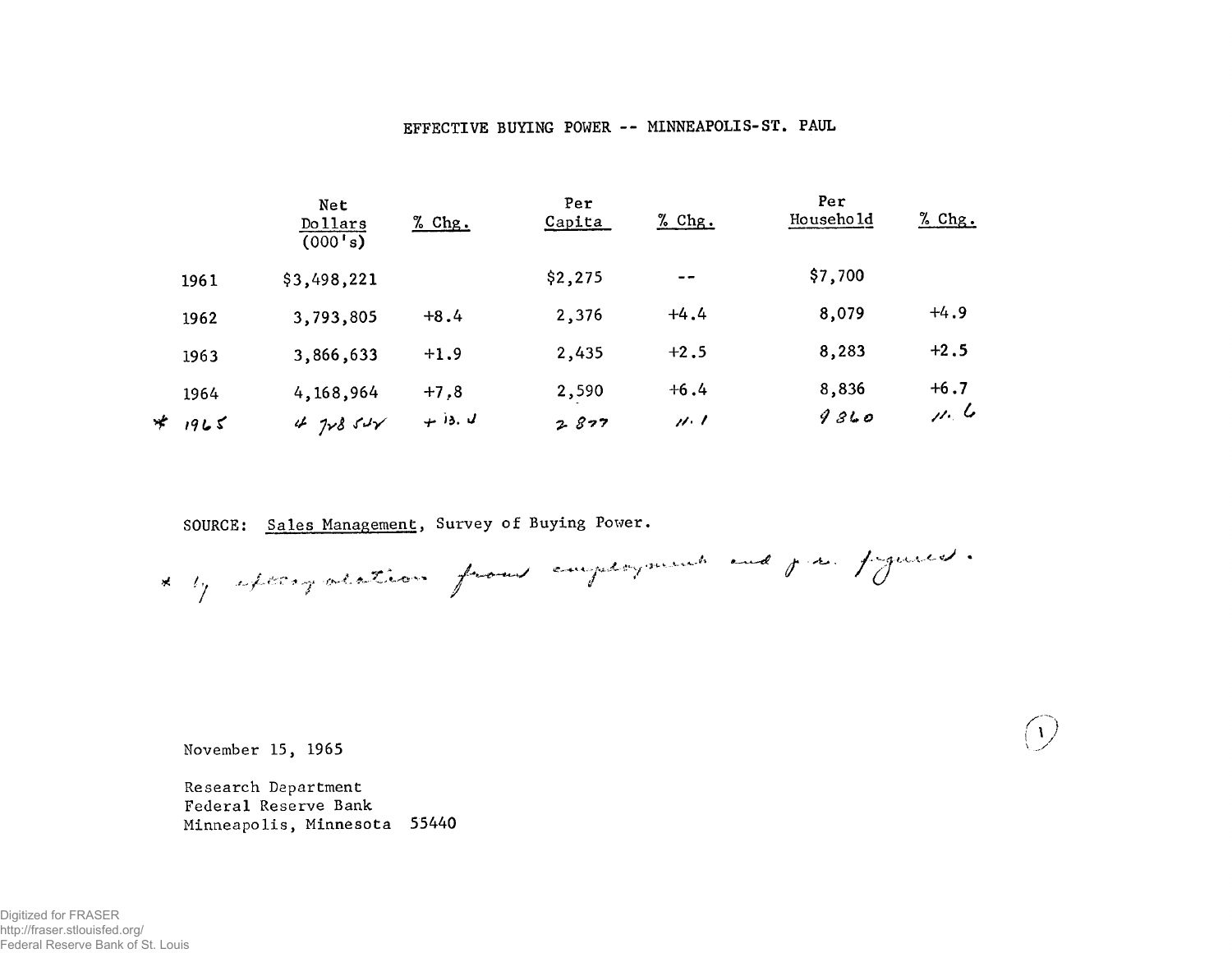# EFFECTIVE BUYING POWER -- MINNEAPOLIS-ST. PAUL

| | Net Dollars (000's) | % Chg. | Per Capita | % Chg. | Per Household | % Chg. |
|---|---|---|---|---|---|---|
| 1961 | $3,498,221 | | $2,275 | -- | $7,700 | |
| 1962 | 3,793,805 | +8.4 | 2,376 | +4.4 | 8,079 | +4.9 |
| 1963 | 3,866,633 | +1.9 | 2,435 | +2.5 | 8,283 | +2.5 |
| 1964 | 4,168,964 | +7.8 | 2,590 | +6.4 | 8,836 | +6.7 |
| * 1965 | 4 728 522 | + 13.4 | 2 877 | 11.1 | 9860 | 11.6 |

SOURCE: Sales Management, Survey of Buying Power.

* by extrapolation from employment and p.i. figures.

November 15, 1965

Research Department
Federal Reserve Bank
Minneapolis, Minnesota 55440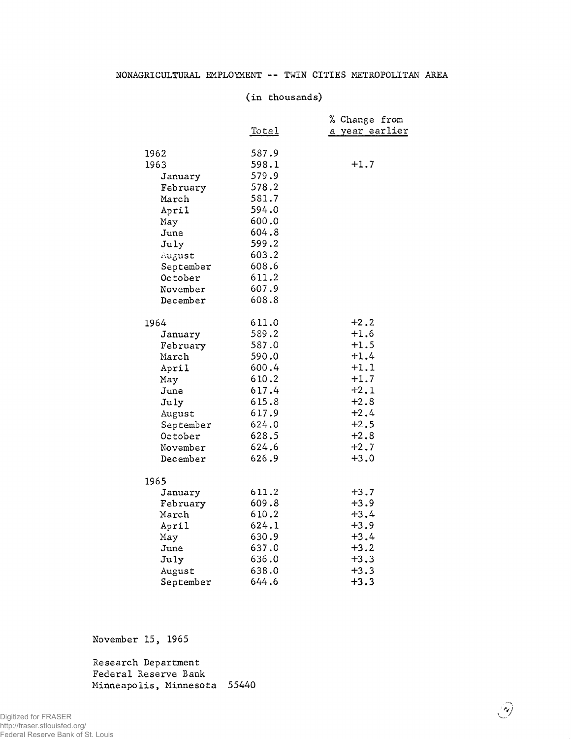# NONAGRICULTURAL EMPLOYMENT -- TWIN CITIES METROPOLITAN AREA

(in thousands)

| | Total | % Change from a year earlier |
|---|---|---|
| 1962 | 587.9 | |
| 1963 | 598.1 | +1.7 |
| January | 579.9 | |
| February | 578.2 | |
| March | 581.7 | |
| April | 594.0 | |
| May | 600.0 | |
| June | 604.8 | |
| July | 599.2 | |
| August | 603.2 | |
| September | 608.6 | |
| October | 611.2 | |
| November | 607.9 | |
| December | 608.8 | |
| 1964 | 611.0 | +2.2 |
| January | 589.2 | +1.6 |
| February | 587.0 | +1.5 |
| March | 590.0 | +1.4 |
| April | 600.4 | +1.1 |
| May | 610.2 | +1.7 |
| June | 617.4 | +2.1 |
| July | 615.8 | +2.8 |
| August | 617.9 | +2.4 |
| September | 624.0 | +2.5 |
| October | 628.5 | +2.8 |
| November | 624.6 | +2.7 |
| December | 626.9 | +3.0 |
| 1965 | | |
| January | 611.2 | +3.7 |
| February | 609.8 | +3.9 |
| March | 610.2 | +3.4 |
| April | 624.1 | +3.9 |
| May | 630.9 | +3.4 |
| June | 637.0 | +3.2 |
| July | 636.0 | +3.3 |
| August | 638.0 | +3.3 |
| September | 644.6 | +3.3 |

November 15, 1965

Research Department
Federal Reserve Bank
Minneapolis, Minnesota 55440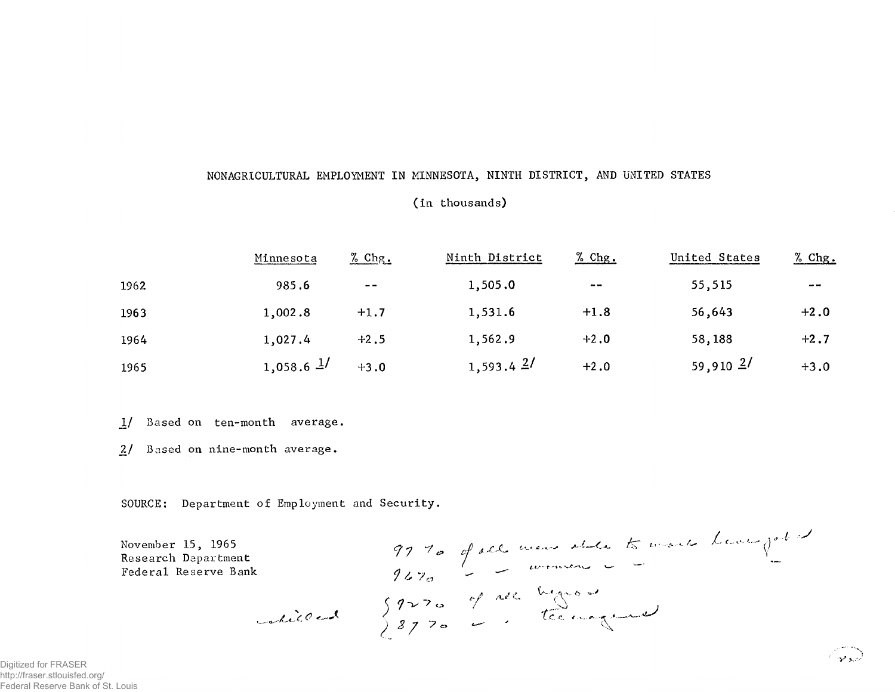NONAGRICULTURAL EMPLOYMENT IN MINNESOTA, NINTH DISTRICT, AND UNITED STATES

(in thousands)

| | Minnesota | % Chg. | Ninth District | % Chg. | United States | % Chg. |
|---|---|---|---|---|---|---|
| 1962 | 985.6 | -- | 1,505.0 | -- | 55,515 | -- |
| 1963 | 1,002.8 | +1.7 | 1,531.6 | +1.8 | 56,643 | +2.0 |
| 1964 | 1,027.4 | +2.5 | 1,562.9 | +2.0 | 58,188 | +2.7 |
| 1965 | 1,058.6 1/ | +3.0 | 1,593.4 2/ | +2.0 | 59,910 2/ | +3.0 |

1/ Based on ten-month average.

2/ Based on nine-month average.

SOURCE: Department of Employment and Security.

November 15, 1965
Research Department
Federal Reserve Bank

97% of all men able to work have jobs
96% " " women " "

skilled { 92% of all Negroes
{ 87% " " teenagers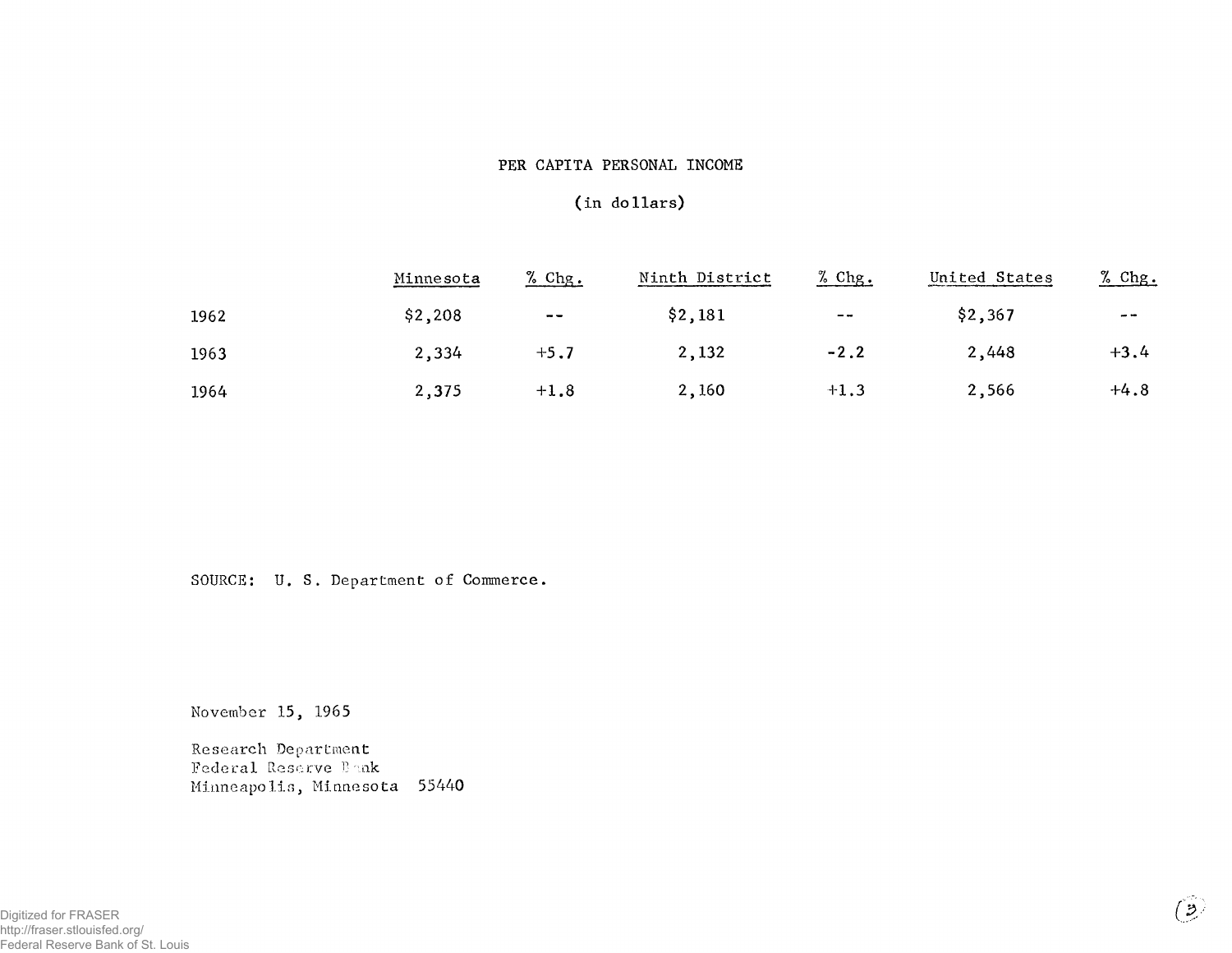# PER CAPITA PERSONAL INCOME

(in dollars)

| | Minnesota | % Chg. | Ninth District | % Chg. | United States | % Chg. |
|---|---|---|---|---|---|---|
| 1962 | $2,208 | -- | $2,181 | -- | $2,367 | -- |
| 1963 | 2,334 | +5.7 | 2,132 | -2.2 | 2,448 | +3.4 |
| 1964 | 2,375 | +1.8 | 2,160 | +1.3 | 2,566 | +4.8 |

SOURCE: U. S. Department of Commerce.

November 15, 1965

Research Department
Federal Reserve Bank
Minneapolis, Minnesota 55440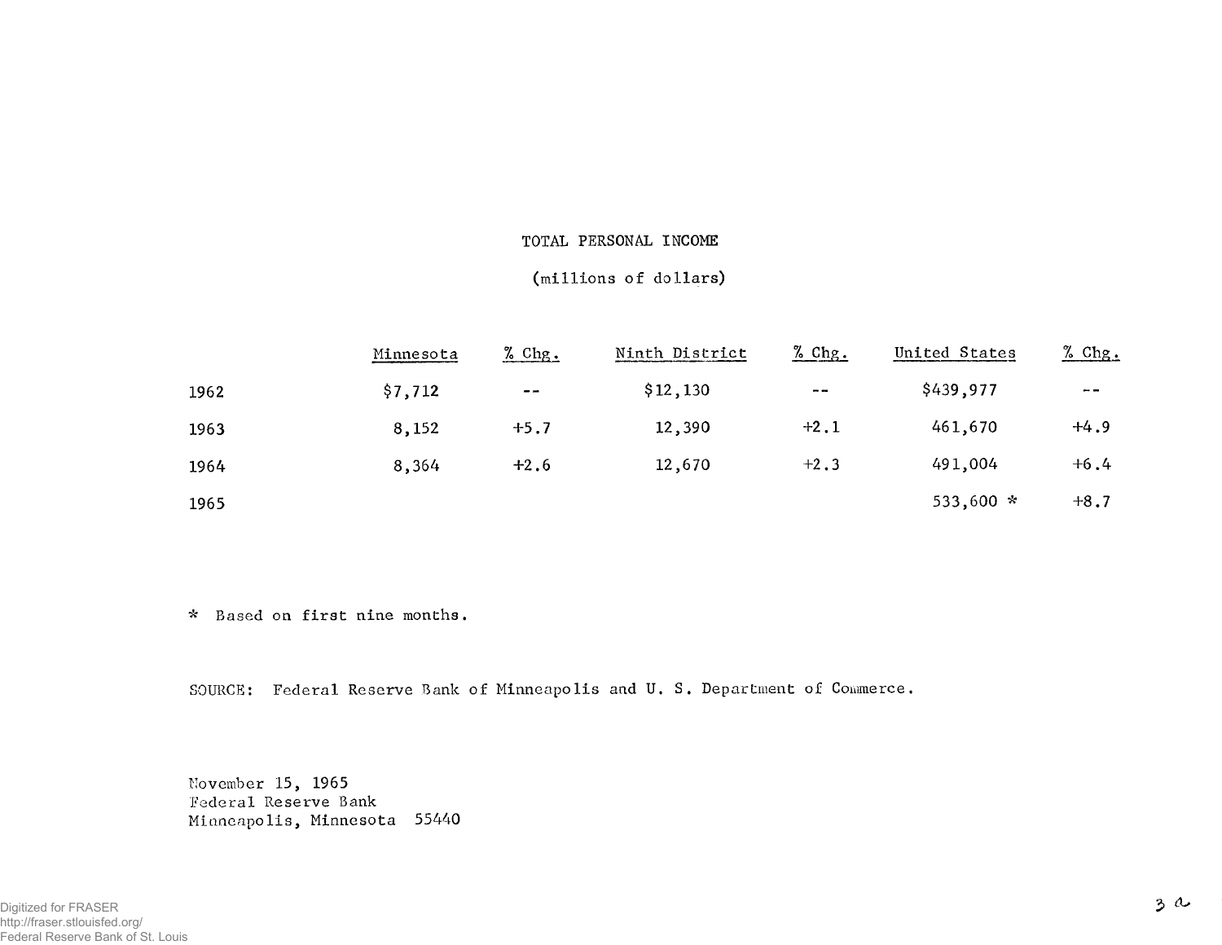# TOTAL PERSONAL INCOME

(millions of dollars)

| | Minnesota | % Chg. | Ninth District | % Chg. | United States | % Chg. |
|---|---|---|---|---|---|---|
| 1962 | $7,712 | -- | $12,130 | -- | $439,977 | -- |
| 1963 | 8,152 | +5.7 | 12,390 | +2.1 | 461,670 | +4.9 |
| 1964 | 8,364 | +2.6 | 12,670 | +2.3 | 491,004 | +6.4 |
| 1965 | | | | | 533,600 * | +8.7 |

\* Based on first nine months.

SOURCE: Federal Reserve Bank of Minneapolis and U. S. Department of Commerce.

November 15, 1965
Federal Reserve Bank
Minneapolis, Minnesota 55440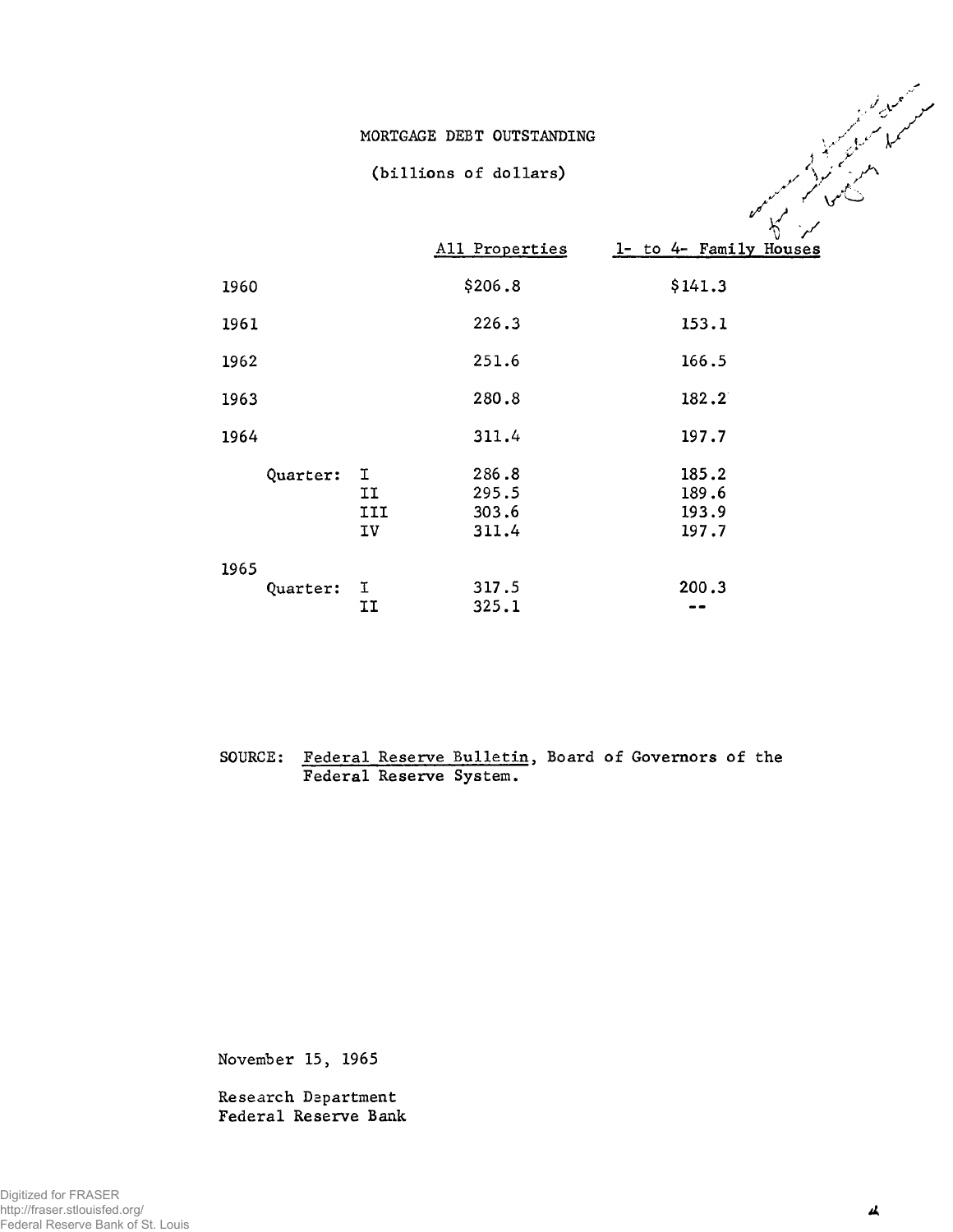# MORTGAGE DEBT OUTSTANDING

(billions of dollars)

| | | All Properties | 1- to 4- Family Houses |
|---|---|---|---|
| 1960 | | $206.8 | $141.3 |
| 1961 | | 226.3 | 153.1 |
| 1962 | | 251.6 | 166.5 |
| 1963 | | 280.8 | 182.2 |
| 1964 | | 311.4 | 197.7 |
| Quarter: | I | 286.8 | 185.2 |
| | II | 295.5 | 189.6 |
| | III | 303.6 | 193.9 |
| | IV | 311.4 | 197.7 |
| 1965 | | | |
| Quarter: | I | 317.5 | 200.3 |
| | II | 325.1 | -- |

SOURCE: Federal Reserve Bulletin, Board of Governors of the Federal Reserve System.

November 15, 1965

Research Department
Federal Reserve Bank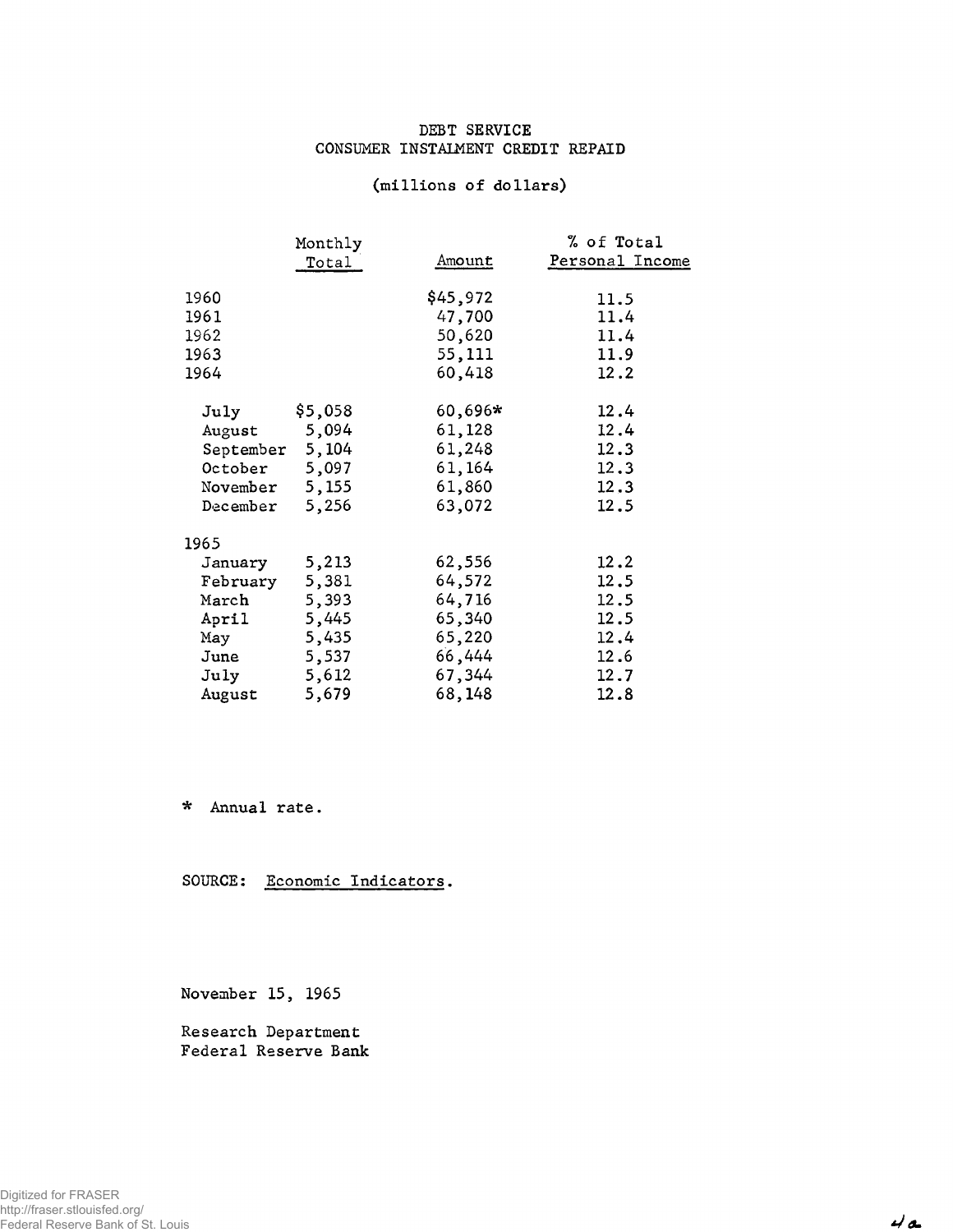# DEBT SERVICE
## CONSUMER INSTALMENT CREDIT REPAID

(millions of dollars)

| | Monthly Total | Amount | % of Total Personal Income |
|---|---|---|---|
| 1960 | | $45,972 | 11.5 |
| 1961 | | 47,700 | 11.4 |
| 1962 | | 50,620 | 11.4 |
| 1963 | | 55,111 | 11.9 |
| 1964 | | 60,418 | 12.2 |
| July | $5,058 | 60,696* | 12.4 |
| August | 5,094 | 61,128 | 12.4 |
| September | 5,104 | 61,248 | 12.3 |
| October | 5,097 | 61,164 | 12.3 |
| November | 5,155 | 61,860 | 12.3 |
| December | 5,256 | 63,072 | 12.5 |
| 1965 | | | |
| January | 5,213 | 62,556 | 12.2 |
| February | 5,381 | 64,572 | 12.5 |
| March | 5,393 | 64,716 | 12.5 |
| April | 5,445 | 65,340 | 12.5 |
| May | 5,435 | 65,220 | 12.4 |
| June | 5,537 | 66,444 | 12.6 |
| July | 5,612 | 67,344 | 12.7 |
| August | 5,679 | 68,148 | 12.8 |

\* Annual rate.

SOURCE: Economic Indicators.

November 15, 1965

Research Department
Federal Reserve Bank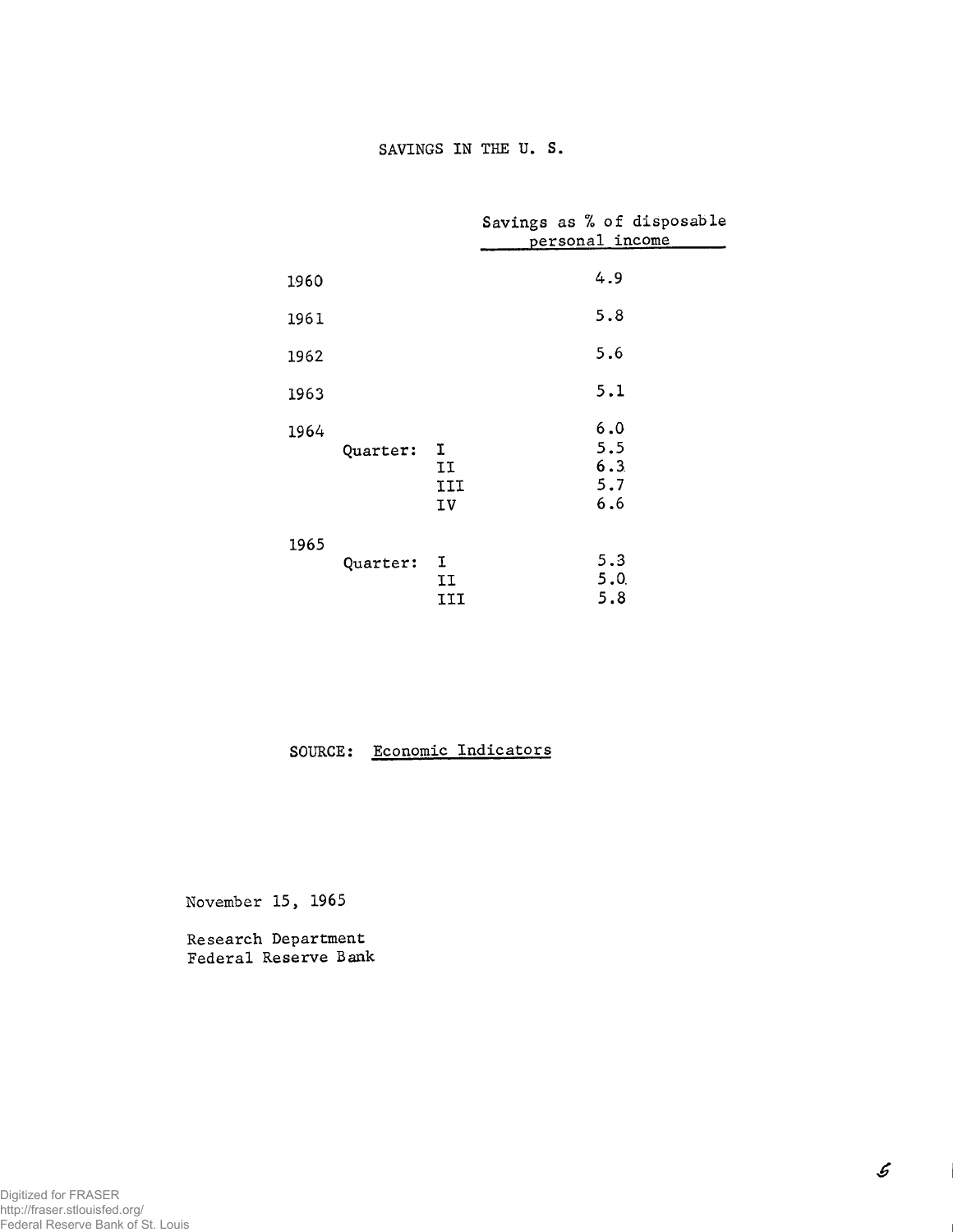# SAVINGS IN THE U. S.

| | | | Savings as % of disposable personal income |
|---|---|---|---|
| 1960 | | | 4.9 |
| 1961 | | | 5.8 |
| 1962 | | | 5.6 |
| 1963 | | | 5.1 |
| 1964 | | | 6.0 |
| | Quarter: | I | 5.5 |
| | | II | 6.3 |
| | | III | 5.7 |
| | | IV | 6.6 |
| 1965 | | | |
| | Quarter: | I | 5.3 |
| | | II | 5.0 |
| | | III | 5.8 |

SOURCE: Economic Indicators

November 15, 1965

Research Department
Federal Reserve Bank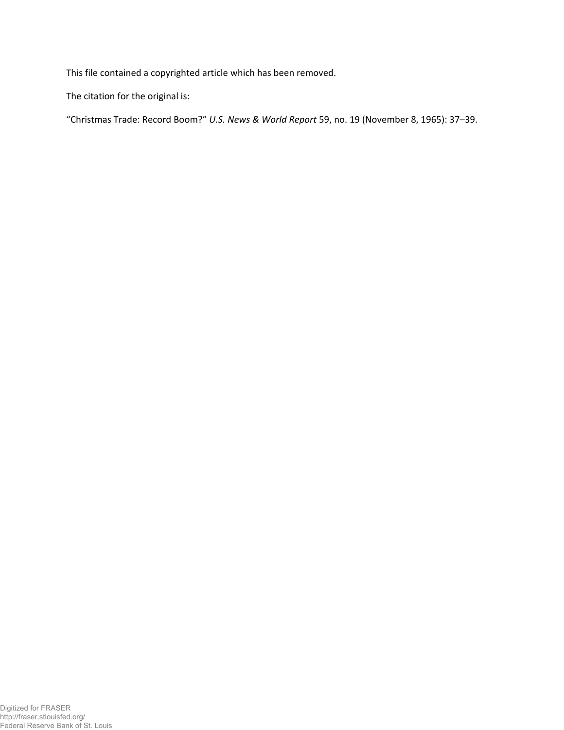This file contained a copyrighted article which has been removed.

The citation for the original is:

"Christmas Trade: Record Boom?" *U.S. News & World Report* 59, no. 19 (November 8, 1965): 37–39.